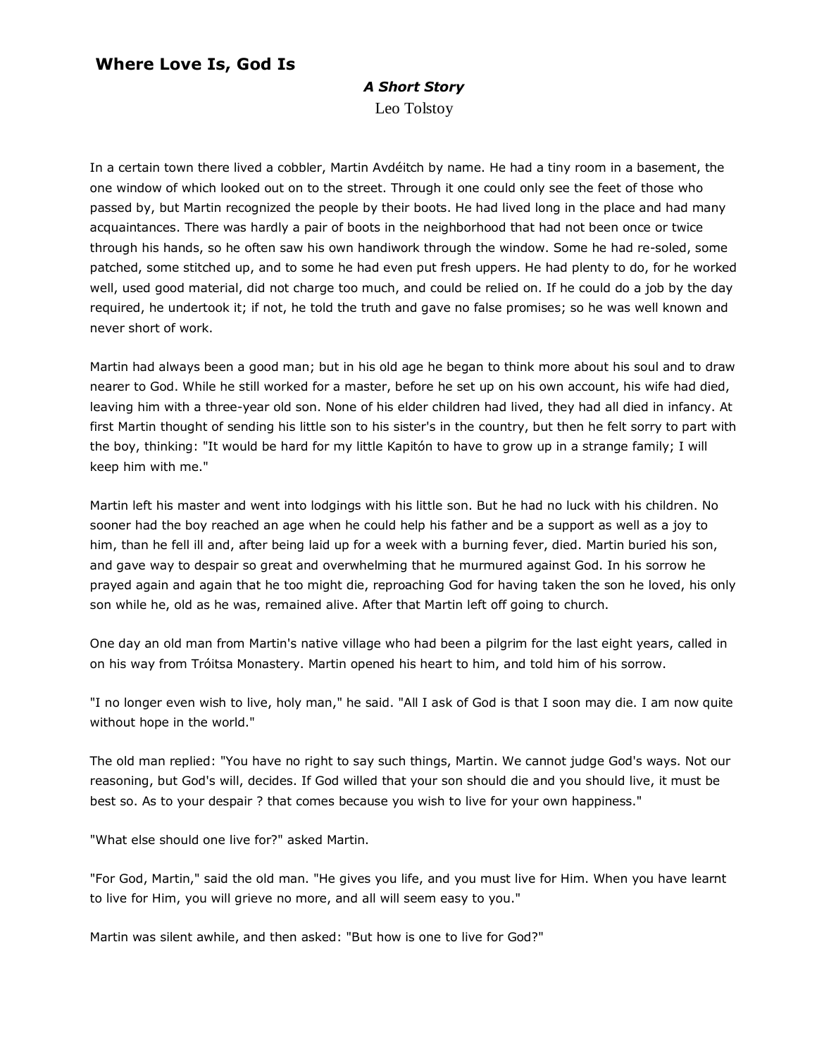# Where Love Is, God Is

***A Short Story***

Leo Tolstoy

In a certain town there lived a cobbler, Martin Avdéitch by name. He had a tiny room in a basement, the one window of which looked out on to the street. Through it one could only see the feet of those who passed by, but Martin recognized the people by their boots. He had lived long in the place and had many acquaintances. There was hardly a pair of boots in the neighborhood that had not been once or twice through his hands, so he often saw his own handiwork through the window. Some he had re-soled, some patched, some stitched up, and to some he had even put fresh uppers. He had plenty to do, for he worked well, used good material, did not charge too much, and could be relied on. If he could do a job by the day required, he undertook it; if not, he told the truth and gave no false promises; so he was well known and never short of work.

Martin had always been a good man; but in his old age he began to think more about his soul and to draw nearer to God. While he still worked for a master, before he set up on his own account, his wife had died, leaving him with a three-year old son. None of his elder children had lived, they had all died in infancy. At first Martin thought of sending his little son to his sister's in the country, but then he felt sorry to part with the boy, thinking: "It would be hard for my little Kapitón to have to grow up in a strange family; I will keep him with me."

Martin left his master and went into lodgings with his little son. But he had no luck with his children. No sooner had the boy reached an age when he could help his father and be a support as well as a joy to him, than he fell ill and, after being laid up for a week with a burning fever, died. Martin buried his son, and gave way to despair so great and overwhelming that he murmured against God. In his sorrow he prayed again and again that he too might die, reproaching God for having taken the son he loved, his only son while he, old as he was, remained alive. After that Martin left off going to church.

One day an old man from Martin's native village who had been a pilgrim for the last eight years, called in on his way from Tróitsa Monastery. Martin opened his heart to him, and told him of his sorrow.

"I no longer even wish to live, holy man," he said. "All I ask of God is that I soon may die. I am now quite without hope in the world."

The old man replied: "You have no right to say such things, Martin. We cannot judge God's ways. Not our reasoning, but God's will, decides. If God willed that your son should die and you should live, it must be best so. As to your despair ? that comes because you wish to live for your own happiness."

"What else should one live for?" asked Martin.

"For God, Martin," said the old man. "He gives you life, and you must live for Him. When you have learnt to live for Him, you will grieve no more, and all will seem easy to you."

Martin was silent awhile, and then asked: "But how is one to live for God?"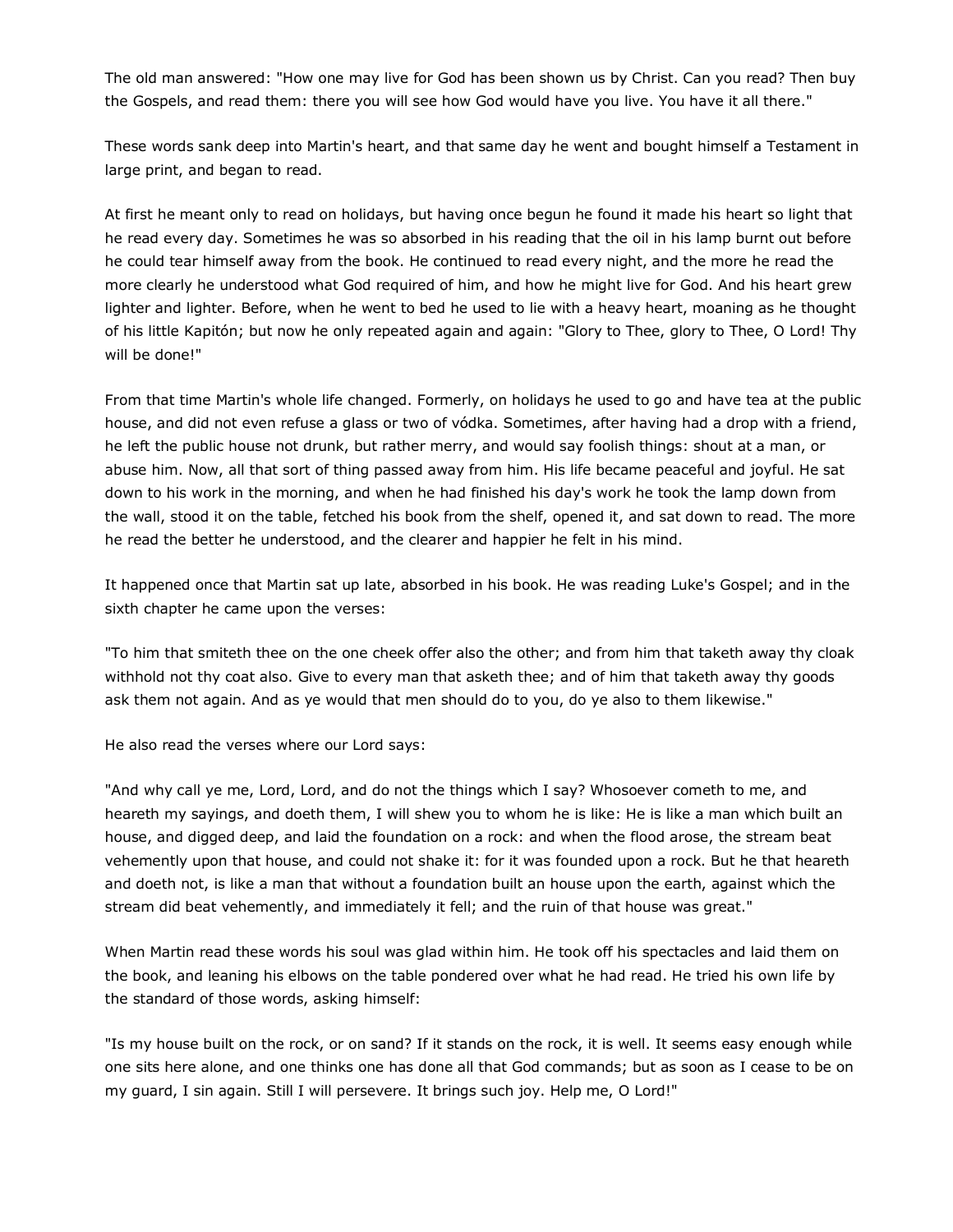The old man answered: "How one may live for God has been shown us by Christ. Can you read? Then buy the Gospels, and read them: there you will see how God would have you live. You have it all there."

These words sank deep into Martin's heart, and that same day he went and bought himself a Testament in large print, and began to read.

At first he meant only to read on holidays, but having once begun he found it made his heart so light that he read every day. Sometimes he was so absorbed in his reading that the oil in his lamp burnt out before he could tear himself away from the book. He continued to read every night, and the more he read the more clearly he understood what God required of him, and how he might live for God. And his heart grew lighter and lighter. Before, when he went to bed he used to lie with a heavy heart, moaning as he thought of his little Kapitón; but now he only repeated again and again: "Glory to Thee, glory to Thee, O Lord! Thy will be done!"

From that time Martin's whole life changed. Formerly, on holidays he used to go and have tea at the public house, and did not even refuse a glass or two of vódka. Sometimes, after having had a drop with a friend, he left the public house not drunk, but rather merry, and would say foolish things: shout at a man, or abuse him. Now, all that sort of thing passed away from him. His life became peaceful and joyful. He sat down to his work in the morning, and when he had finished his day's work he took the lamp down from the wall, stood it on the table, fetched his book from the shelf, opened it, and sat down to read. The more he read the better he understood, and the clearer and happier he felt in his mind.

It happened once that Martin sat up late, absorbed in his book. He was reading Luke's Gospel; and in the sixth chapter he came upon the verses:

"To him that smiteth thee on the one cheek offer also the other; and from him that taketh away thy cloak withhold not thy coat also. Give to every man that asketh thee; and of him that taketh away thy goods ask them not again. And as ye would that men should do to you, do ye also to them likewise."

He also read the verses where our Lord says:

"And why call ye me, Lord, Lord, and do not the things which I say? Whosoever cometh to me, and heareth my sayings, and doeth them, I will shew you to whom he is like: He is like a man which built an house, and digged deep, and laid the foundation on a rock: and when the flood arose, the stream beat vehemently upon that house, and could not shake it: for it was founded upon a rock. But he that heareth and doeth not, is like a man that without a foundation built an house upon the earth, against which the stream did beat vehemently, and immediately it fell; and the ruin of that house was great."

When Martin read these words his soul was glad within him. He took off his spectacles and laid them on the book, and leaning his elbows on the table pondered over what he had read. He tried his own life by the standard of those words, asking himself:

"Is my house built on the rock, or on sand? If it stands on the rock, it is well. It seems easy enough while one sits here alone, and one thinks one has done all that God commands; but as soon as I cease to be on my guard, I sin again. Still I will persevere. It brings such joy. Help me, O Lord!"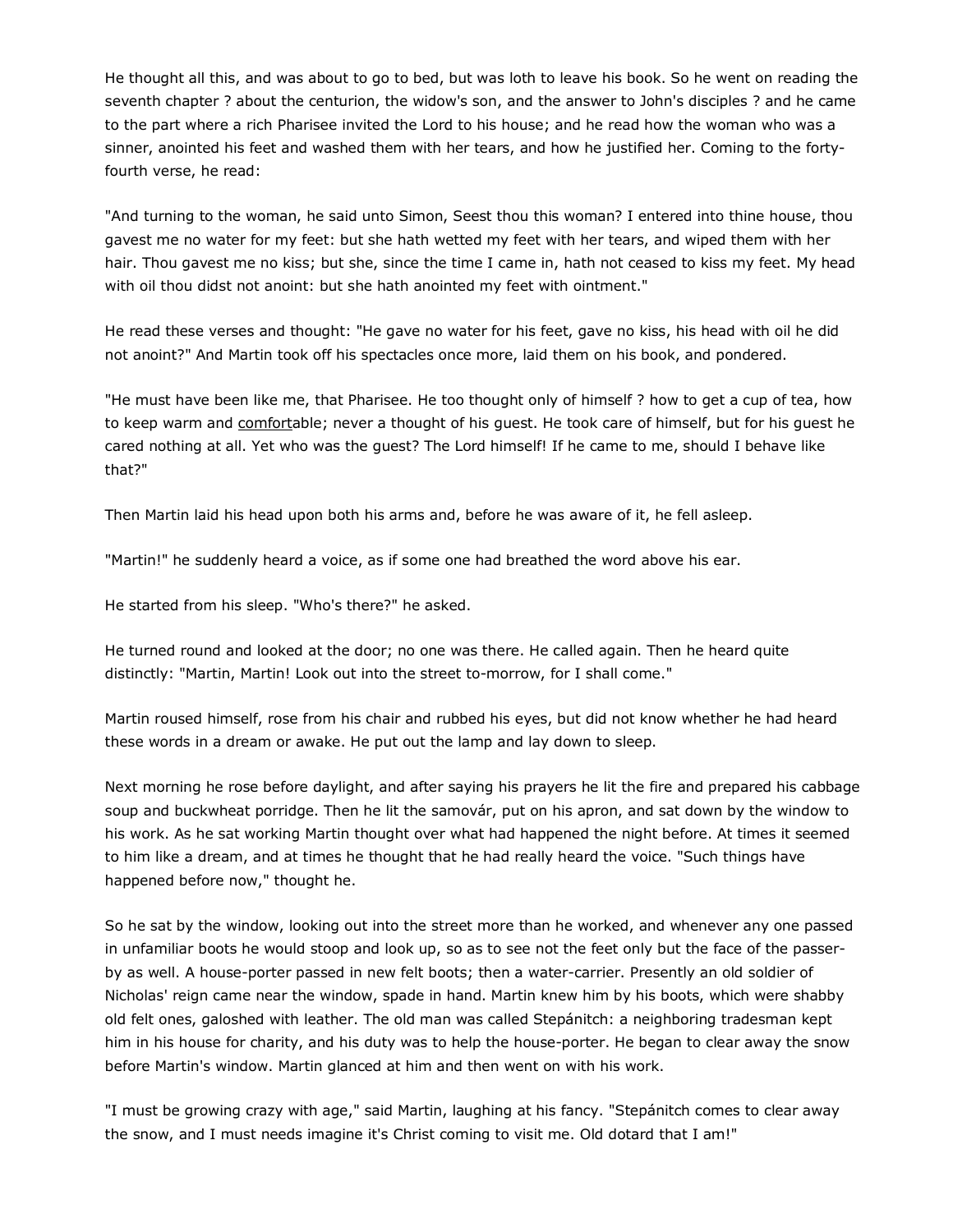He thought all this, and was about to go to bed, but was loth to leave his book. So he went on reading the seventh chapter ? about the centurion, the widow's son, and the answer to John's disciples ? and he came to the part where a rich Pharisee invited the Lord to his house; and he read how the woman who was a sinner, anointed his feet and washed them with her tears, and how he justified her. Coming to the forty-fourth verse, he read:

"And turning to the woman, he said unto Simon, Seest thou this woman? I entered into thine house, thou gavest me no water for my feet: but she hath wetted my feet with her tears, and wiped them with her hair. Thou gavest me no kiss; but she, since the time I came in, hath not ceased to kiss my feet. My head with oil thou didst not anoint: but she hath anointed my feet with ointment."

He read these verses and thought: "He gave no water for his feet, gave no kiss, his head with oil he did not anoint?" And Martin took off his spectacles once more, laid them on his book, and pondered.

"He must have been like me, that Pharisee. He too thought only of himself ? how to get a cup of tea, how to keep warm and comfortable; never a thought of his guest. He took care of himself, but for his guest he cared nothing at all. Yet who was the guest? The Lord himself! If he came to me, should I behave like that?"

Then Martin laid his head upon both his arms and, before he was aware of it, he fell asleep.

"Martin!" he suddenly heard a voice, as if some one had breathed the word above his ear.

He started from his sleep. "Who's there?" he asked.

He turned round and looked at the door; no one was there. He called again. Then he heard quite distinctly: "Martin, Martin! Look out into the street to-morrow, for I shall come."

Martin roused himself, rose from his chair and rubbed his eyes, but did not know whether he had heard these words in a dream or awake. He put out the lamp and lay down to sleep.

Next morning he rose before daylight, and after saying his prayers he lit the fire and prepared his cabbage soup and buckwheat porridge. Then he lit the samovár, put on his apron, and sat down by the window to his work. As he sat working Martin thought over what had happened the night before. At times it seemed to him like a dream, and at times he thought that he had really heard the voice. "Such things have happened before now," thought he.

So he sat by the window, looking out into the street more than he worked, and whenever any one passed in unfamiliar boots he would stoop and look up, so as to see not the feet only but the face of the passer-by as well. A house-porter passed in new felt boots; then a water-carrier. Presently an old soldier of Nicholas' reign came near the window, spade in hand. Martin knew him by his boots, which were shabby old felt ones, galoshed with leather. The old man was called Stepánitch: a neighboring tradesman kept him in his house for charity, and his duty was to help the house-porter. He began to clear away the snow before Martin's window. Martin glanced at him and then went on with his work.

"I must be growing crazy with age," said Martin, laughing at his fancy. "Stepánitch comes to clear away the snow, and I must needs imagine it's Christ coming to visit me. Old dotard that I am!"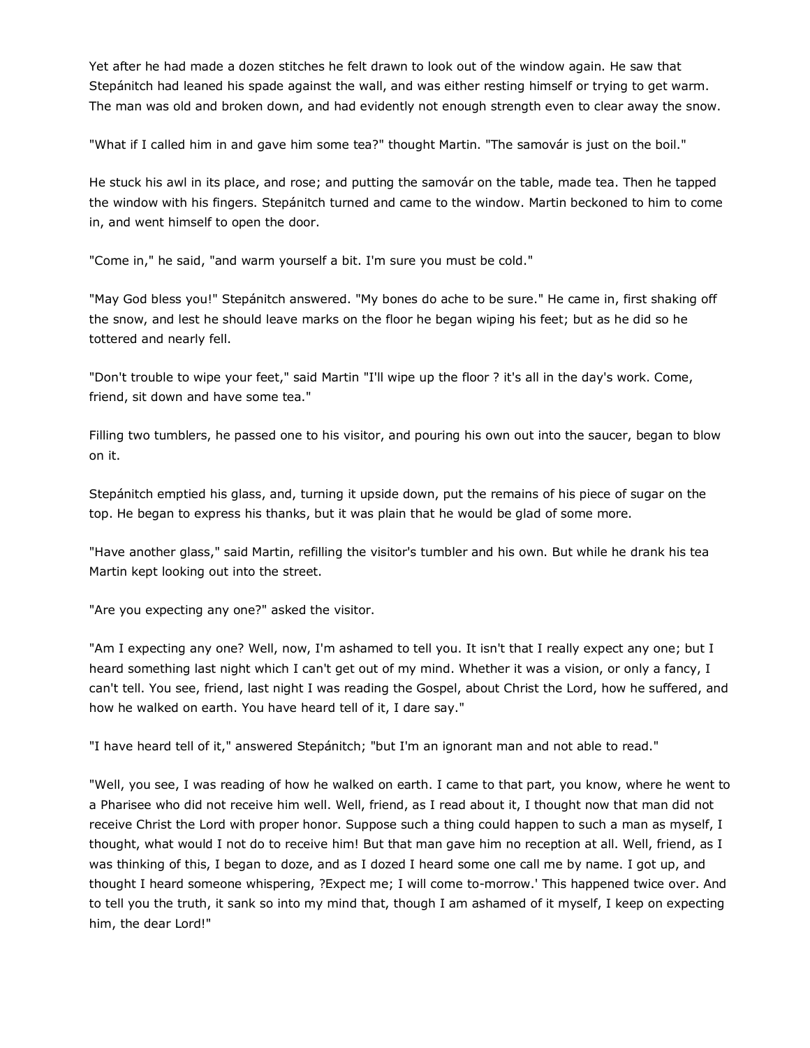Yet after he had made a dozen stitches he felt drawn to look out of the window again. He saw that Stepánitch had leaned his spade against the wall, and was either resting himself or trying to get warm. The man was old and broken down, and had evidently not enough strength even to clear away the snow.

"What if I called him in and gave him some tea?" thought Martin. "The samovár is just on the boil."

He stuck his awl in its place, and rose; and putting the samovár on the table, made tea. Then he tapped the window with his fingers. Stepánitch turned and came to the window. Martin beckoned to him to come in, and went himself to open the door.

"Come in," he said, "and warm yourself a bit. I'm sure you must be cold."

"May God bless you!" Stepánitch answered. "My bones do ache to be sure." He came in, first shaking off the snow, and lest he should leave marks on the floor he began wiping his feet; but as he did so he tottered and nearly fell.

"Don't trouble to wipe your feet," said Martin "I'll wipe up the floor ? it's all in the day's work. Come, friend, sit down and have some tea."

Filling two tumblers, he passed one to his visitor, and pouring his own out into the saucer, began to blow on it.

Stepánitch emptied his glass, and, turning it upside down, put the remains of his piece of sugar on the top. He began to express his thanks, but it was plain that he would be glad of some more.

"Have another glass," said Martin, refilling the visitor's tumbler and his own. But while he drank his tea Martin kept looking out into the street.

"Are you expecting any one?" asked the visitor.

"Am I expecting any one? Well, now, I'm ashamed to tell you. It isn't that I really expect any one; but I heard something last night which I can't get out of my mind. Whether it was a vision, or only a fancy, I can't tell. You see, friend, last night I was reading the Gospel, about Christ the Lord, how he suffered, and how he walked on earth. You have heard tell of it, I dare say."

"I have heard tell of it," answered Stepánitch; "but I'm an ignorant man and not able to read."

"Well, you see, I was reading of how he walked on earth. I came to that part, you know, where he went to a Pharisee who did not receive him well. Well, friend, as I read about it, I thought now that man did not receive Christ the Lord with proper honor. Suppose such a thing could happen to such a man as myself, I thought, what would I not do to receive him! But that man gave him no reception at all. Well, friend, as I was thinking of this, I began to doze, and as I dozed I heard some one call me by name. I got up, and thought I heard someone whispering, ?Expect me; I will come to-morrow.' This happened twice over. And to tell you the truth, it sank so into my mind that, though I am ashamed of it myself, I keep on expecting him, the dear Lord!"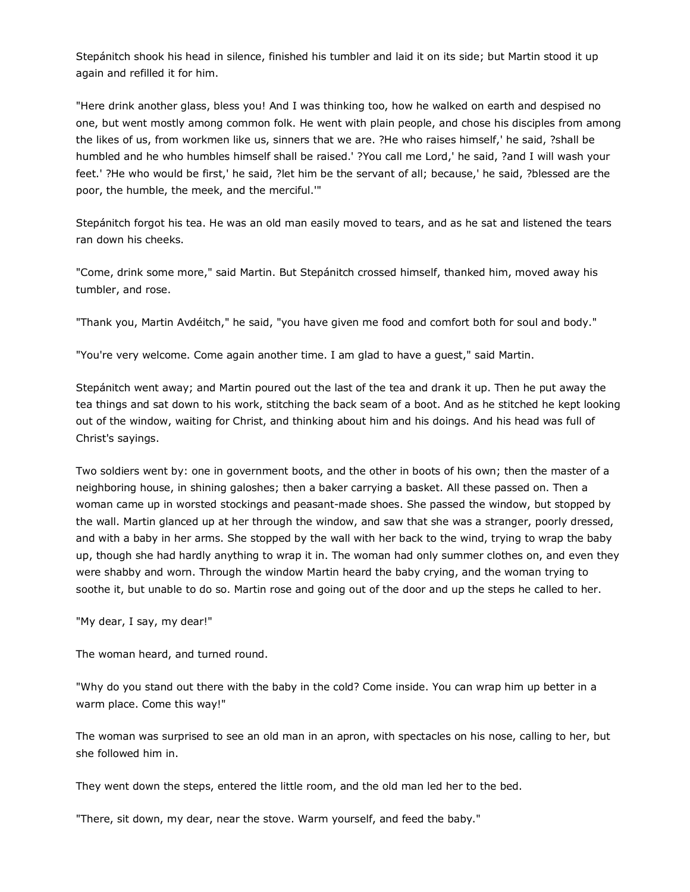Stepánitch shook his head in silence, finished his tumbler and laid it on its side; but Martin stood it up again and refilled it for him.

"Here drink another glass, bless you! And I was thinking too, how he walked on earth and despised no one, but went mostly among common folk. He went with plain people, and chose his disciples from among the likes of us, from workmen like us, sinners that we are. ?He who raises himself,' he said, ?shall be humbled and he who humbles himself shall be raised.' ?You call me Lord,' he said, ?and I will wash your feet.' ?He who would be first,' he said, ?let him be the servant of all; because,' he said, ?blessed are the poor, the humble, the meek, and the merciful.'"

Stepánitch forgot his tea. He was an old man easily moved to tears, and as he sat and listened the tears ran down his cheeks.

"Come, drink some more," said Martin. But Stepánitch crossed himself, thanked him, moved away his tumbler, and rose.

"Thank you, Martin Avdéitch," he said, "you have given me food and comfort both for soul and body."

"You're very welcome. Come again another time. I am glad to have a guest," said Martin.

Stepánitch went away; and Martin poured out the last of the tea and drank it up. Then he put away the tea things and sat down to his work, stitching the back seam of a boot. And as he stitched he kept looking out of the window, waiting for Christ, and thinking about him and his doings. And his head was full of Christ's sayings.

Two soldiers went by: one in government boots, and the other in boots of his own; then the master of a neighboring house, in shining galoshes; then a baker carrying a basket. All these passed on. Then a woman came up in worsted stockings and peasant-made shoes. She passed the window, but stopped by the wall. Martin glanced up at her through the window, and saw that she was a stranger, poorly dressed, and with a baby in her arms. She stopped by the wall with her back to the wind, trying to wrap the baby up, though she had hardly anything to wrap it in. The woman had only summer clothes on, and even they were shabby and worn. Through the window Martin heard the baby crying, and the woman trying to soothe it, but unable to do so. Martin rose and going out of the door and up the steps he called to her.

"My dear, I say, my dear!"

The woman heard, and turned round.

"Why do you stand out there with the baby in the cold? Come inside. You can wrap him up better in a warm place. Come this way!"

The woman was surprised to see an old man in an apron, with spectacles on his nose, calling to her, but she followed him in.

They went down the steps, entered the little room, and the old man led her to the bed.

"There, sit down, my dear, near the stove. Warm yourself, and feed the baby."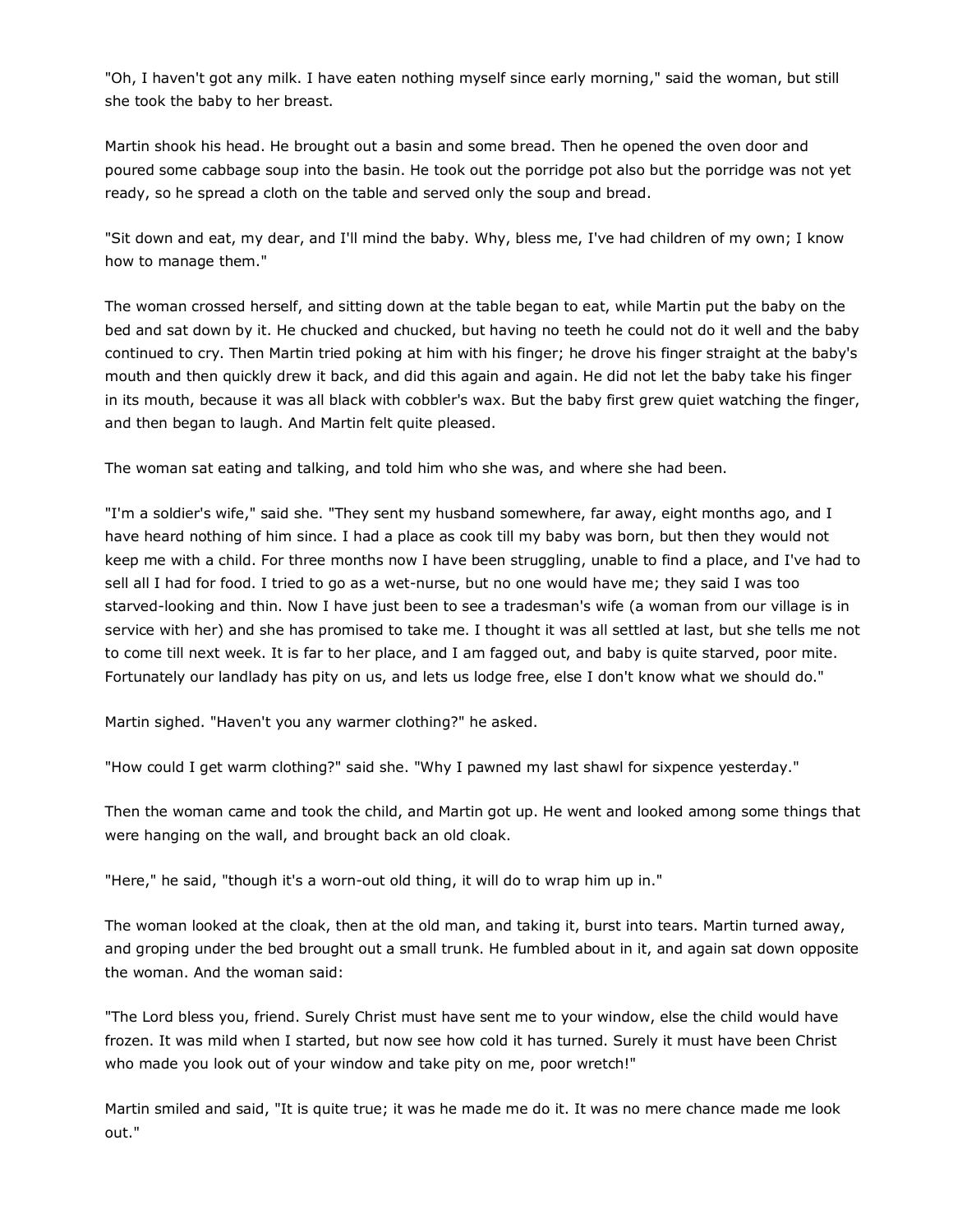"Oh, I haven't got any milk. I have eaten nothing myself since early morning," said the woman, but still she took the baby to her breast.

Martin shook his head. He brought out a basin and some bread. Then he opened the oven door and poured some cabbage soup into the basin. He took out the porridge pot also but the porridge was not yet ready, so he spread a cloth on the table and served only the soup and bread.

"Sit down and eat, my dear, and I'll mind the baby. Why, bless me, I've had children of my own; I know how to manage them."

The woman crossed herself, and sitting down at the table began to eat, while Martin put the baby on the bed and sat down by it. He chucked and chucked, but having no teeth he could not do it well and the baby continued to cry. Then Martin tried poking at him with his finger; he drove his finger straight at the baby's mouth and then quickly drew it back, and did this again and again. He did not let the baby take his finger in its mouth, because it was all black with cobbler's wax. But the baby first grew quiet watching the finger, and then began to laugh. And Martin felt quite pleased.

The woman sat eating and talking, and told him who she was, and where she had been.

"I'm a soldier's wife," said she. "They sent my husband somewhere, far away, eight months ago, and I have heard nothing of him since. I had a place as cook till my baby was born, but then they would not keep me with a child. For three months now I have been struggling, unable to find a place, and I've had to sell all I had for food. I tried to go as a wet-nurse, but no one would have me; they said I was too starved-looking and thin. Now I have just been to see a tradesman's wife (a woman from our village is in service with her) and she has promised to take me. I thought it was all settled at last, but she tells me not to come till next week. It is far to her place, and I am fagged out, and baby is quite starved, poor mite. Fortunately our landlady has pity on us, and lets us lodge free, else I don't know what we should do."

Martin sighed. "Haven't you any warmer clothing?" he asked.

"How could I get warm clothing?" said she. "Why I pawned my last shawl for sixpence yesterday."

Then the woman came and took the child, and Martin got up. He went and looked among some things that were hanging on the wall, and brought back an old cloak.

"Here," he said, "though it's a worn-out old thing, it will do to wrap him up in."

The woman looked at the cloak, then at the old man, and taking it, burst into tears. Martin turned away, and groping under the bed brought out a small trunk. He fumbled about in it, and again sat down opposite the woman. And the woman said:

"The Lord bless you, friend. Surely Christ must have sent me to your window, else the child would have frozen. It was mild when I started, but now see how cold it has turned. Surely it must have been Christ who made you look out of your window and take pity on me, poor wretch!"

Martin smiled and said, "It is quite true; it was he made me do it. It was no mere chance made me look out."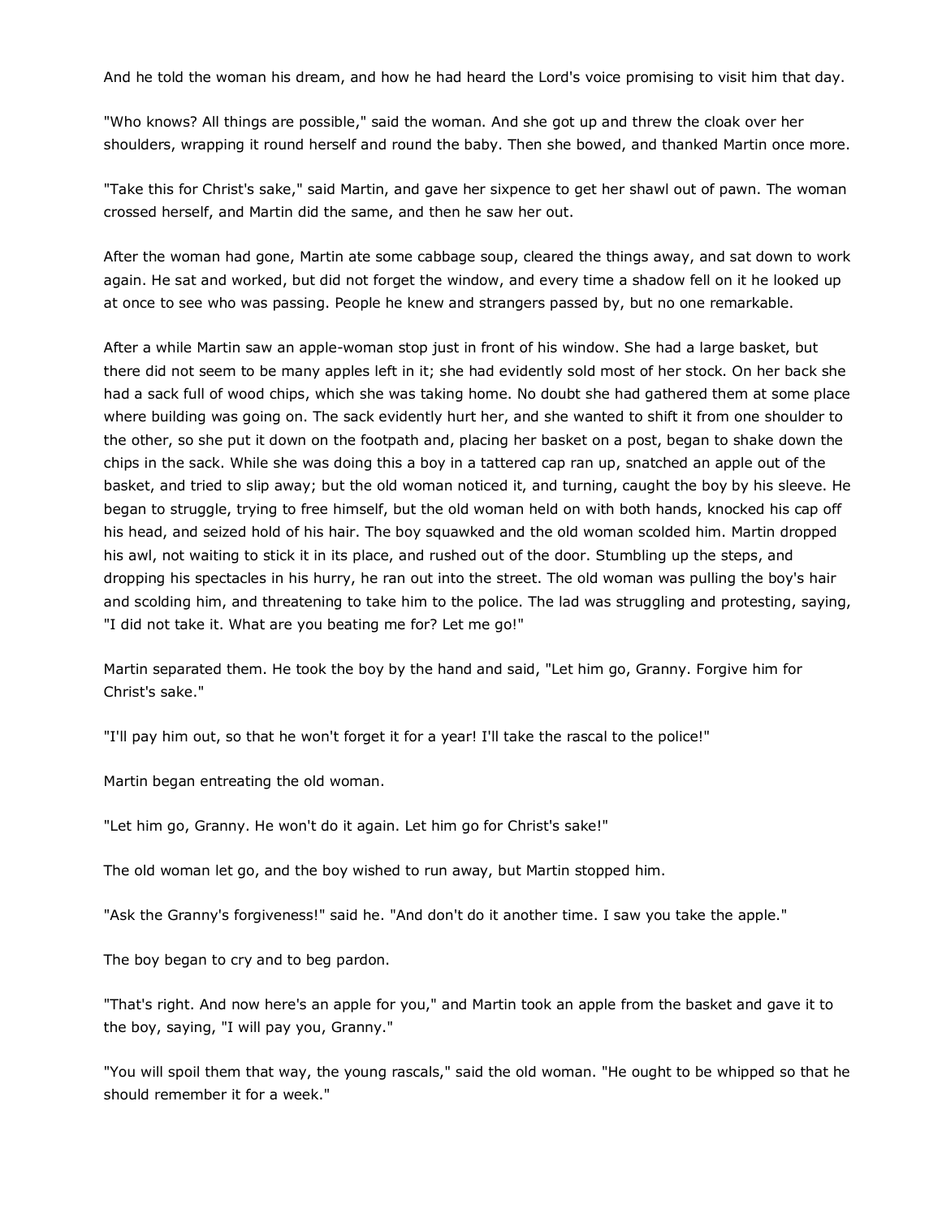And he told the woman his dream, and how he had heard the Lord's voice promising to visit him that day.

"Who knows? All things are possible," said the woman. And she got up and threw the cloak over her shoulders, wrapping it round herself and round the baby. Then she bowed, and thanked Martin once more.

"Take this for Christ's sake," said Martin, and gave her sixpence to get her shawl out of pawn. The woman crossed herself, and Martin did the same, and then he saw her out.

After the woman had gone, Martin ate some cabbage soup, cleared the things away, and sat down to work again. He sat and worked, but did not forget the window, and every time a shadow fell on it he looked up at once to see who was passing. People he knew and strangers passed by, but no one remarkable.

After a while Martin saw an apple-woman stop just in front of his window. She had a large basket, but there did not seem to be many apples left in it; she had evidently sold most of her stock. On her back she had a sack full of wood chips, which she was taking home. No doubt she had gathered them at some place where building was going on. The sack evidently hurt her, and she wanted to shift it from one shoulder to the other, so she put it down on the footpath and, placing her basket on a post, began to shake down the chips in the sack. While she was doing this a boy in a tattered cap ran up, snatched an apple out of the basket, and tried to slip away; but the old woman noticed it, and turning, caught the boy by his sleeve. He began to struggle, trying to free himself, but the old woman held on with both hands, knocked his cap off his head, and seized hold of his hair. The boy squawked and the old woman scolded him. Martin dropped his awl, not waiting to stick it in its place, and rushed out of the door. Stumbling up the steps, and dropping his spectacles in his hurry, he ran out into the street. The old woman was pulling the boy's hair and scolding him, and threatening to take him to the police. The lad was struggling and protesting, saying, "I did not take it. What are you beating me for? Let me go!"

Martin separated them. He took the boy by the hand and said, "Let him go, Granny. Forgive him for Christ's sake."

"I'll pay him out, so that he won't forget it for a year! I'll take the rascal to the police!"

Martin began entreating the old woman.

"Let him go, Granny. He won't do it again. Let him go for Christ's sake!"

The old woman let go, and the boy wished to run away, but Martin stopped him.

"Ask the Granny's forgiveness!" said he. "And don't do it another time. I saw you take the apple."

The boy began to cry and to beg pardon.

"That's right. And now here's an apple for you," and Martin took an apple from the basket and gave it to the boy, saying, "I will pay you, Granny."

"You will spoil them that way, the young rascals," said the old woman. "He ought to be whipped so that he should remember it for a week."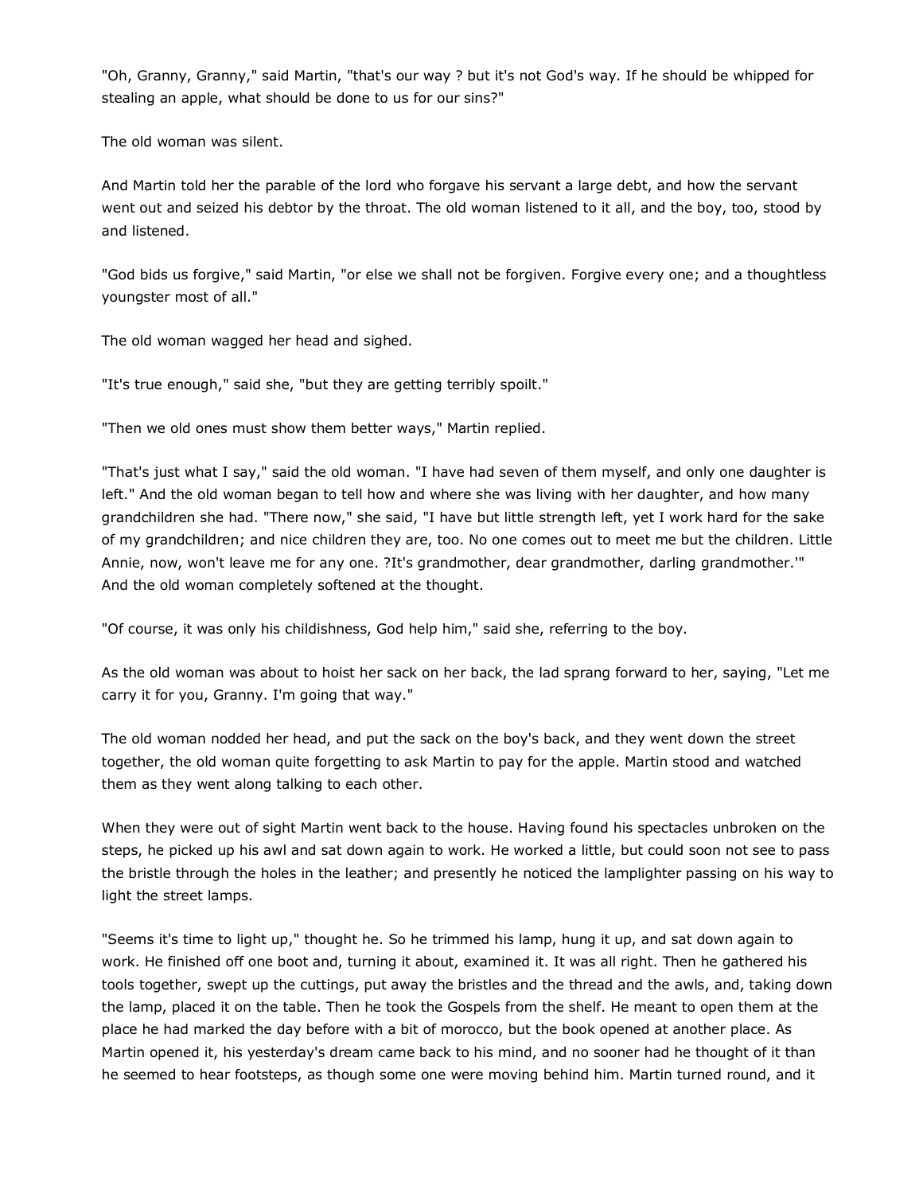"Oh, Granny, Granny," said Martin, "that's our way ? but it's not God's way. If he should be whipped for stealing an apple, what should be done to us for our sins?"

The old woman was silent.

And Martin told her the parable of the lord who forgave his servant a large debt, and how the servant went out and seized his debtor by the throat. The old woman listened to it all, and the boy, too, stood by and listened.

"God bids us forgive," said Martin, "or else we shall not be forgiven. Forgive every one; and a thoughtless youngster most of all."

The old woman wagged her head and sighed.

"It's true enough," said she, "but they are getting terribly spoilt."

"Then we old ones must show them better ways," Martin replied.

"That's just what I say," said the old woman. "I have had seven of them myself, and only one daughter is left." And the old woman began to tell how and where she was living with her daughter, and how many grandchildren she had. "There now," she said, "I have but little strength left, yet I work hard for the sake of my grandchildren; and nice children they are, too. No one comes out to meet me but the children. Little Annie, now, won't leave me for any one. ?It's grandmother, dear grandmother, darling grandmother.'" And the old woman completely softened at the thought.

"Of course, it was only his childishness, God help him," said she, referring to the boy.

As the old woman was about to hoist her sack on her back, the lad sprang forward to her, saying, "Let me carry it for you, Granny. I'm going that way."

The old woman nodded her head, and put the sack on the boy's back, and they went down the street together, the old woman quite forgetting to ask Martin to pay for the apple. Martin stood and watched them as they went along talking to each other.

When they were out of sight Martin went back to the house. Having found his spectacles unbroken on the steps, he picked up his awl and sat down again to work. He worked a little, but could soon not see to pass the bristle through the holes in the leather; and presently he noticed the lamplighter passing on his way to light the street lamps.

"Seems it's time to light up," thought he. So he trimmed his lamp, hung it up, and sat down again to work. He finished off one boot and, turning it about, examined it. It was all right. Then he gathered his tools together, swept up the cuttings, put away the bristles and the thread and the awls, and, taking down the lamp, placed it on the table. Then he took the Gospels from the shelf. He meant to open them at the place he had marked the day before with a bit of morocco, but the book opened at another place. As Martin opened it, his yesterday's dream came back to his mind, and no sooner had he thought of it than he seemed to hear footsteps, as though some one were moving behind him. Martin turned round, and it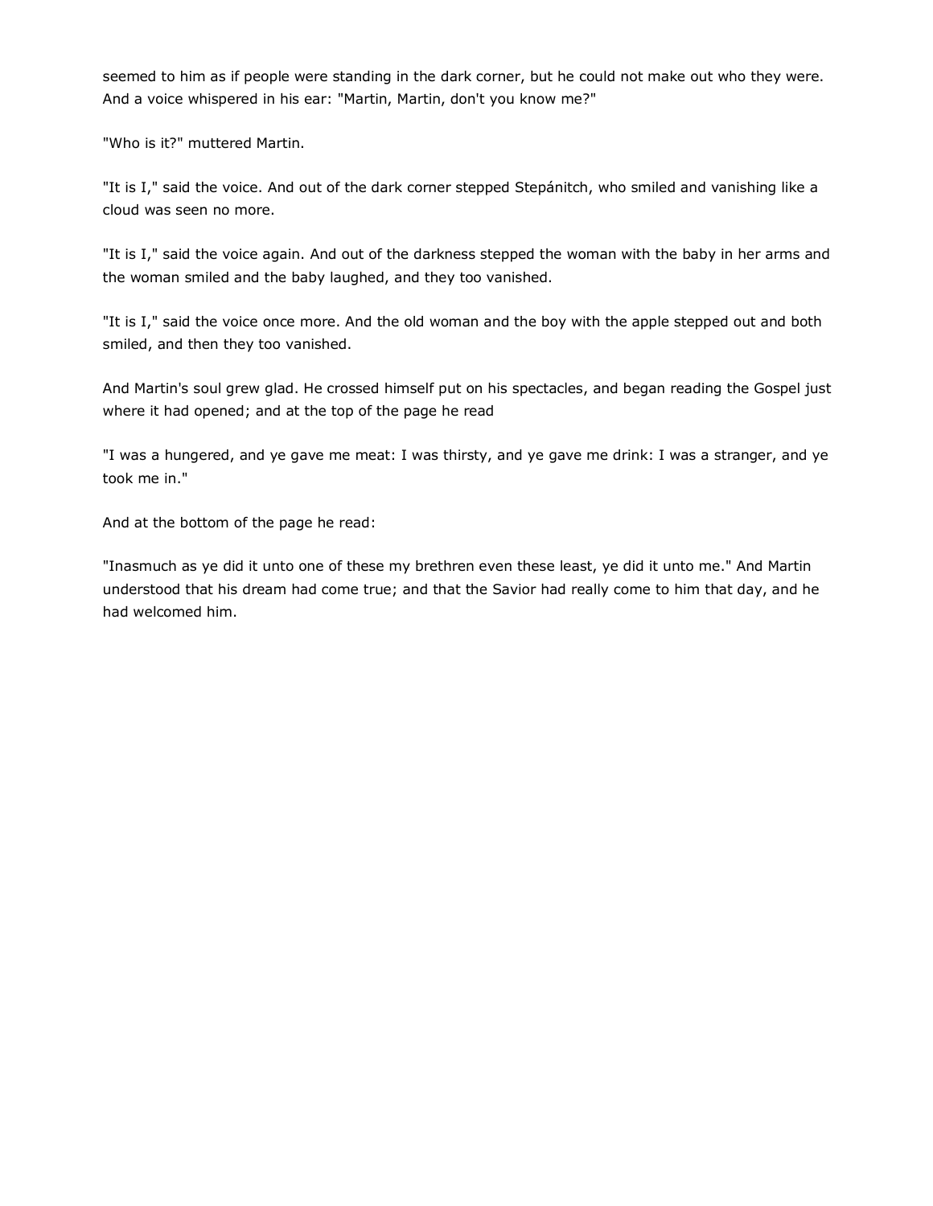seemed to him as if people were standing in the dark corner, but he could not make out who they were. And a voice whispered in his ear: "Martin, Martin, don't you know me?"

"Who is it?" muttered Martin.

"It is I," said the voice. And out of the dark corner stepped Stepánitch, who smiled and vanishing like a cloud was seen no more.

"It is I," said the voice again. And out of the darkness stepped the woman with the baby in her arms and the woman smiled and the baby laughed, and they too vanished.

"It is I," said the voice once more. And the old woman and the boy with the apple stepped out and both smiled, and then they too vanished.

And Martin's soul grew glad. He crossed himself put on his spectacles, and began reading the Gospel just where it had opened; and at the top of the page he read

"I was a hungered, and ye gave me meat: I was thirsty, and ye gave me drink: I was a stranger, and ye took me in."

And at the bottom of the page he read:

"Inasmuch as ye did it unto one of these my brethren even these least, ye did it unto me." And Martin understood that his dream had come true; and that the Savior had really come to him that day, and he had welcomed him.